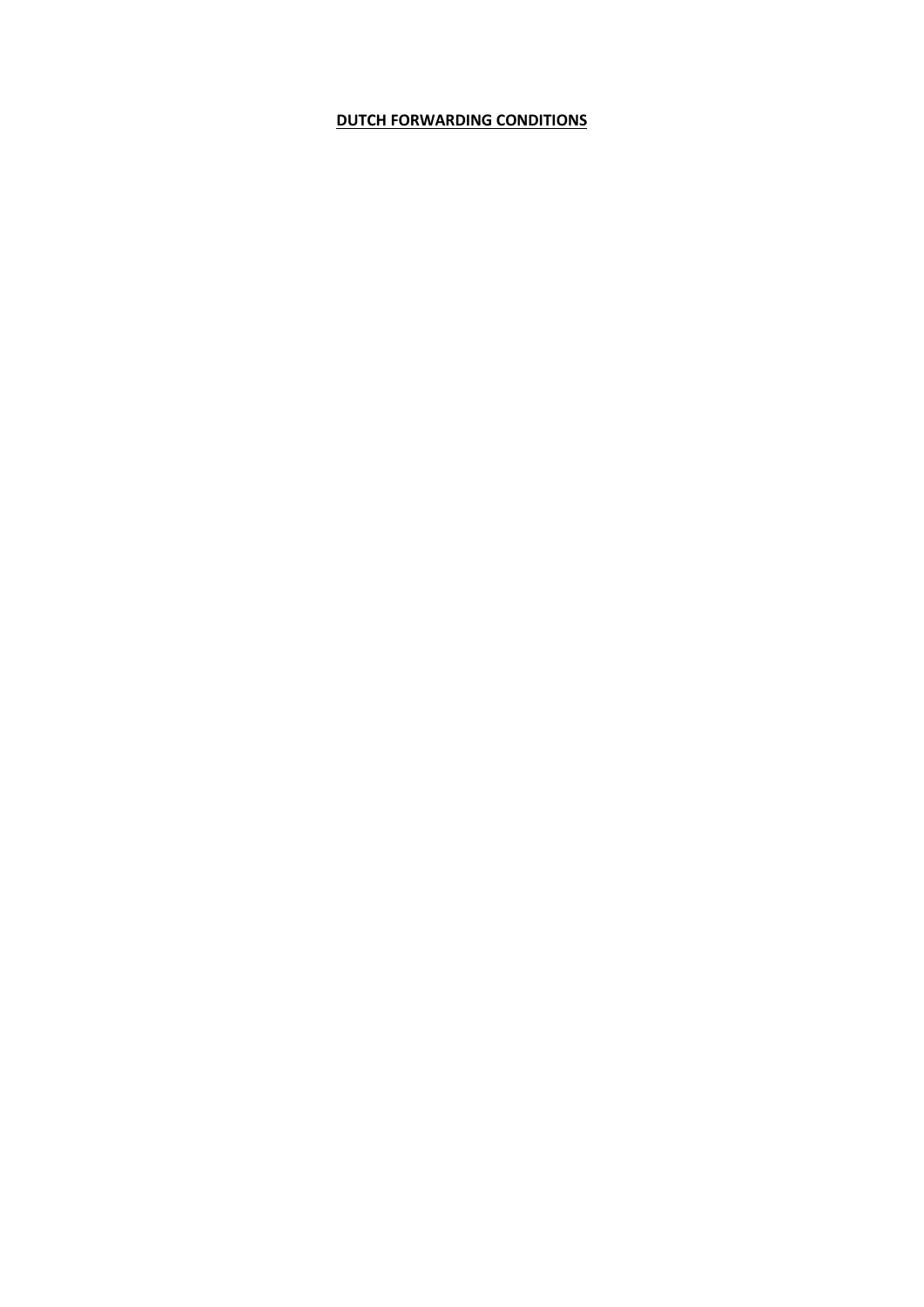# **DUTCH FORWARDING CONDITIONS**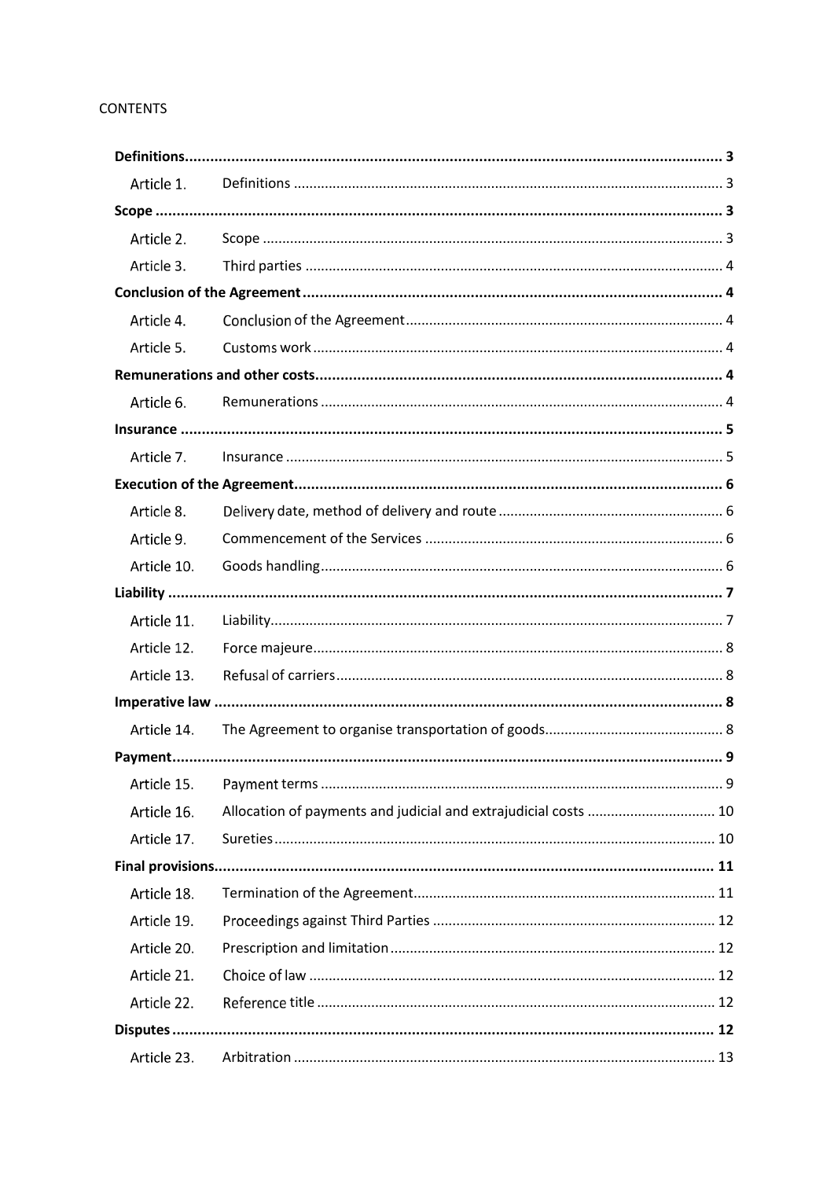CONTENTS

| | | |
|---|---|---|
| **Definitions** | | **3** |
| Article 1. | Definitions | 3 |
| **Scope** | | **3** |
| Article 2. | Scope | 3 |
| Article 3. | Third parties | 4 |
| **Conclusion of the Agreement** | | **4** |
| Article 4. | Conclusion of the Agreement | 4 |
| Article 5. | Customs work | 4 |
| **Remunerations and other costs** | | **4** |
| Article 6. | Remunerations | 4 |
| **Insurance** | | **5** |
| Article 7. | Insurance | 5 |
| **Execution of the Agreement** | | **6** |
| Article 8. | Delivery date, method of delivery and route | 6 |
| Article 9. | Commencement of the Services | 6 |
| Article 10. | Goods handling | 6 |
| **Liability** | | **7** |
| Article 11. | Liability | 7 |
| Article 12. | Force majeure | 8 |
| Article 13. | Refusal of carriers | 8 |
| **Imperative law** | | **8** |
| Article 14. | The Agreement to organise transportation of goods | 8 |
| **Payment** | | **9** |
| Article 15. | Payment terms | 9 |
| Article 16. | Allocation of payments and judicial and extrajudicial costs | 10 |
| Article 17. | Sureties | 10 |
| **Final provisions** | | **11** |
| Article 18. | Termination of the Agreement | 11 |
| Article 19. | Proceedings against Third Parties | 12 |
| Article 20. | Prescription and limitation | 12 |
| Article 21. | Choice of law | 12 |
| Article 22. | Reference title | 12 |
| **Disputes** | | **12** |
| Article 23. | Arbitration | 13 |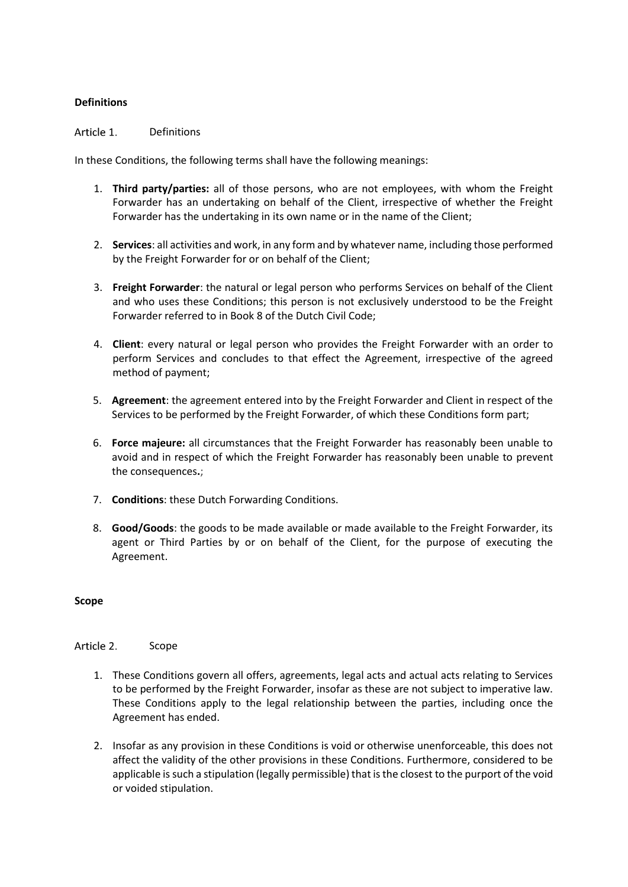**Definitions**

Article 1. Definitions

In these Conditions, the following terms shall have the following meanings:

1. **Third party/parties:** all of those persons, who are not employees, with whom the Freight Forwarder has an undertaking on behalf of the Client, irrespective of whether the Freight Forwarder has the undertaking in its own name or in the name of the Client;

2. **Services**: all activities and work, in any form and by whatever name, including those performed by the Freight Forwarder for or on behalf of the Client;

3. **Freight Forwarder**: the natural or legal person who performs Services on behalf of the Client and who uses these Conditions; this person is not exclusively understood to be the Freight Forwarder referred to in Book 8 of the Dutch Civil Code;

4. **Client**: every natural or legal person who provides the Freight Forwarder with an order to perform Services and concludes to that effect the Agreement, irrespective of the agreed method of payment;

5. **Agreement**: the agreement entered into by the Freight Forwarder and Client in respect of the Services to be performed by the Freight Forwarder, of which these Conditions form part;

6. **Force majeure:** all circumstances that the Freight Forwarder has reasonably been unable to avoid and in respect of which the Freight Forwarder has reasonably been unable to prevent the consequences.;

7. **Conditions**: these Dutch Forwarding Conditions.

8. **Good/Goods**: the goods to be made available or made available to the Freight Forwarder, its agent or Third Parties by or on behalf of the Client, for the purpose of executing the Agreement.

**Scope**

Article 2. Scope

1. These Conditions govern all offers, agreements, legal acts and actual acts relating to Services to be performed by the Freight Forwarder, insofar as these are not subject to imperative law. These Conditions apply to the legal relationship between the parties, including once the Agreement has ended.

2. Insofar as any provision in these Conditions is void or otherwise unenforceable, this does not affect the validity of the other provisions in these Conditions. Furthermore, considered to be applicable is such a stipulation (legally permissible) that is the closest to the purport of the void or voided stipulation.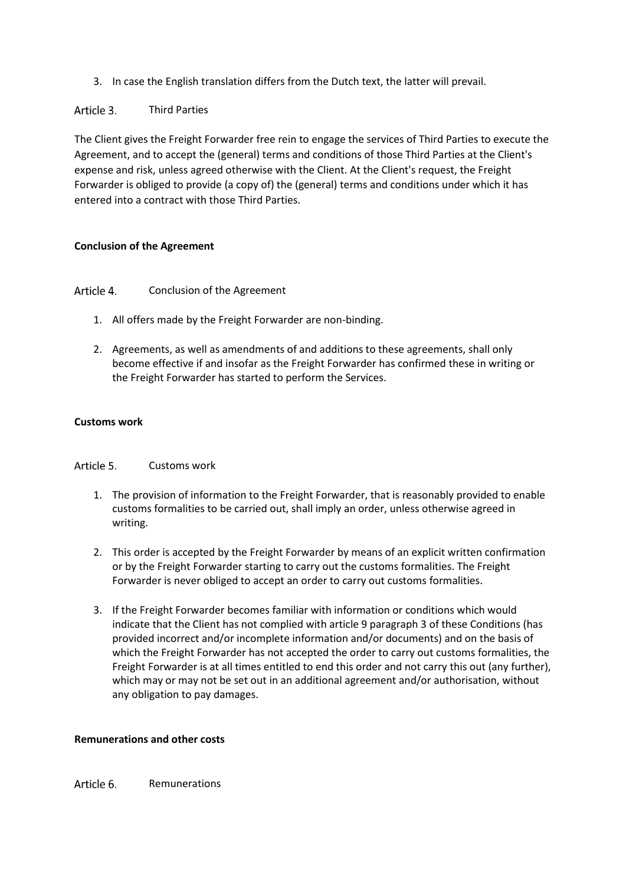3. In case the English translation differs from the Dutch text, the latter will prevail.

### Article 3. Third Parties

The Client gives the Freight Forwarder free rein to engage the services of Third Parties to execute the Agreement, and to accept the (general) terms and conditions of those Third Parties at the Client's expense and risk, unless agreed otherwise with the Client. At the Client's request, the Freight Forwarder is obliged to provide (a copy of) the (general) terms and conditions under which it has entered into a contract with those Third Parties.

## Conclusion of the Agreement

### Article 4. Conclusion of the Agreement

1. All offers made by the Freight Forwarder are non-binding.

2. Agreements, as well as amendments of and additions to these agreements, shall only become effective if and insofar as the Freight Forwarder has confirmed these in writing or the Freight Forwarder has started to perform the Services.

## Customs work

### Article 5. Customs work

1. The provision of information to the Freight Forwarder, that is reasonably provided to enable customs formalities to be carried out, shall imply an order, unless otherwise agreed in writing.

2. This order is accepted by the Freight Forwarder by means of an explicit written confirmation or by the Freight Forwarder starting to carry out the customs formalities. The Freight Forwarder is never obliged to accept an order to carry out customs formalities.

3. If the Freight Forwarder becomes familiar with information or conditions which would indicate that the Client has not complied with article 9 paragraph 3 of these Conditions (has provided incorrect and/or incomplete information and/or documents) and on the basis of which the Freight Forwarder has not accepted the order to carry out customs formalities, the Freight Forwarder is at all times entitled to end this order and not carry this out (any further), which may or may not be set out in an additional agreement and/or authorisation, without any obligation to pay damages.

## Remunerations and other costs

### Article 6. Remunerations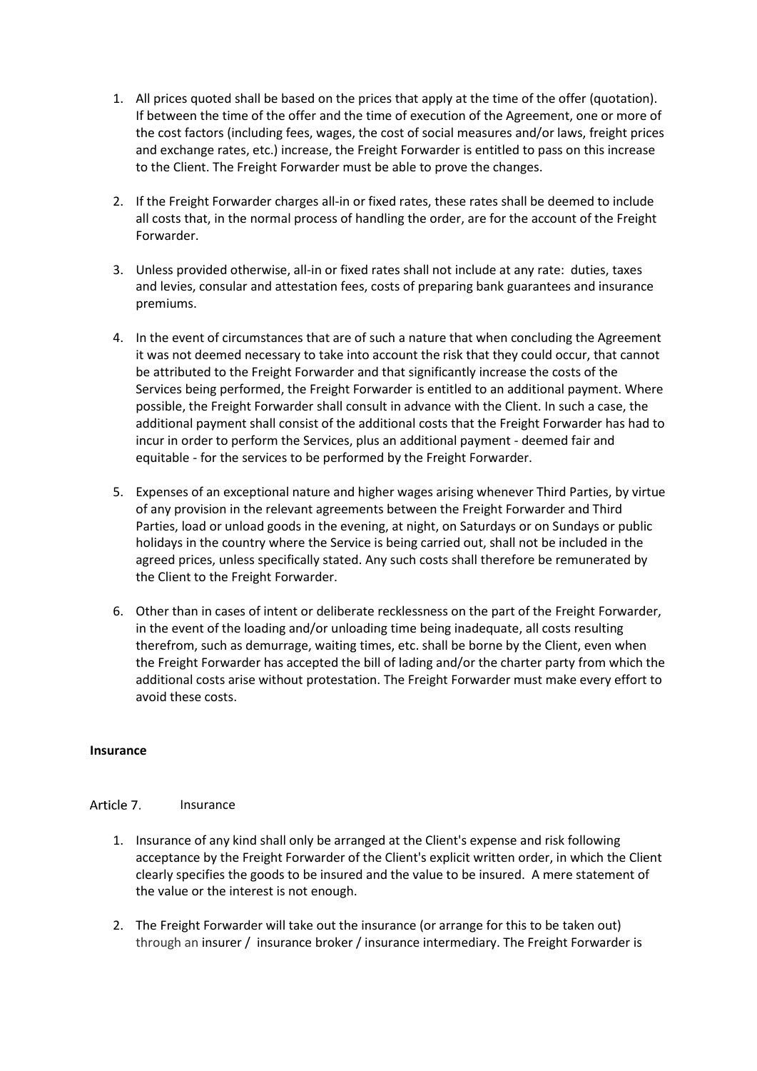1. All prices quoted shall be based on the prices that apply at the time of the offer (quotation). If between the time of the offer and the time of execution of the Agreement, one or more of the cost factors (including fees, wages, the cost of social measures and/or laws, freight prices and exchange rates, etc.) increase, the Freight Forwarder is entitled to pass on this increase to the Client. The Freight Forwarder must be able to prove the changes.

2. If the Freight Forwarder charges all-in or fixed rates, these rates shall be deemed to include all costs that, in the normal process of handling the order, are for the account of the Freight Forwarder.

3. Unless provided otherwise, all-in or fixed rates shall not include at any rate: duties, taxes and levies, consular and attestation fees, costs of preparing bank guarantees and insurance premiums.

4. In the event of circumstances that are of such a nature that when concluding the Agreement it was not deemed necessary to take into account the risk that they could occur, that cannot be attributed to the Freight Forwarder and that significantly increase the costs of the Services being performed, the Freight Forwarder is entitled to an additional payment. Where possible, the Freight Forwarder shall consult in advance with the Client. In such a case, the additional payment shall consist of the additional costs that the Freight Forwarder has had to incur in order to perform the Services, plus an additional payment - deemed fair and equitable - for the services to be performed by the Freight Forwarder.

5. Expenses of an exceptional nature and higher wages arising whenever Third Parties, by virtue of any provision in the relevant agreements between the Freight Forwarder and Third Parties, load or unload goods in the evening, at night, on Saturdays or on Sundays or public holidays in the country where the Service is being carried out, shall not be included in the agreed prices, unless specifically stated. Any such costs shall therefore be remunerated by the Client to the Freight Forwarder.

6. Other than in cases of intent or deliberate recklessness on the part of the Freight Forwarder, in the event of the loading and/or unloading time being inadequate, all costs resulting therefrom, such as demurrage, waiting times, etc. shall be borne by the Client, even when the Freight Forwarder has accepted the bill of lading and/or the charter party from which the additional costs arise without protestation. The Freight Forwarder must make every effort to avoid these costs.

**Insurance**

## Article 7. Insurance

1. Insurance of any kind shall only be arranged at the Client's expense and risk following acceptance by the Freight Forwarder of the Client's explicit written order, in which the Client clearly specifies the goods to be insured and the value to be insured. A mere statement of the value or the interest is not enough.

2. The Freight Forwarder will take out the insurance (or arrange for this to be taken out) through an insurer / insurance broker / insurance intermediary. The Freight Forwarder is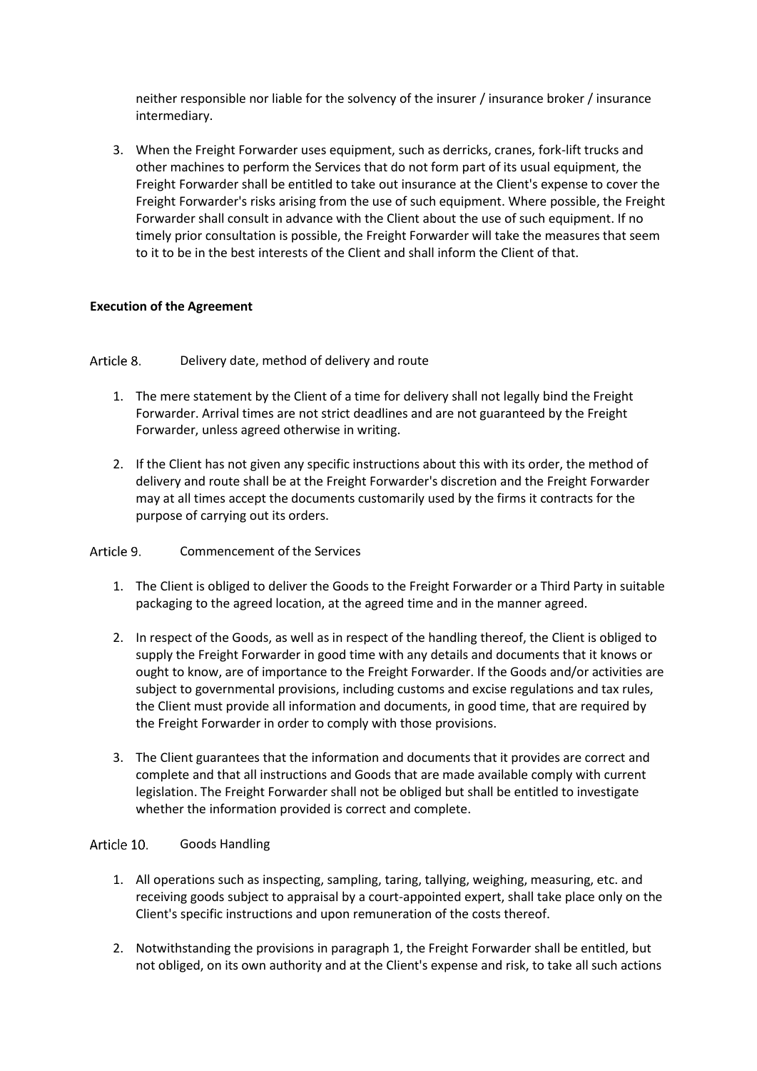neither responsible nor liable for the solvency of the insurer / insurance broker / insurance intermediary.

3. When the Freight Forwarder uses equipment, such as derricks, cranes, fork-lift trucks and other machines to perform the Services that do not form part of its usual equipment, the Freight Forwarder shall be entitled to take out insurance at the Client's expense to cover the Freight Forwarder's risks arising from the use of such equipment. Where possible, the Freight Forwarder shall consult in advance with the Client about the use of such equipment. If no timely prior consultation is possible, the Freight Forwarder will take the measures that seem to it to be in the best interests of the Client and shall inform the Client of that.

**Execution of the Agreement**

## Article 8. Delivery date, method of delivery and route

1. The mere statement by the Client of a time for delivery shall not legally bind the Freight Forwarder. Arrival times are not strict deadlines and are not guaranteed by the Freight Forwarder, unless agreed otherwise in writing.

2. If the Client has not given any specific instructions about this with its order, the method of delivery and route shall be at the Freight Forwarder's discretion and the Freight Forwarder may at all times accept the documents customarily used by the firms it contracts for the purpose of carrying out its orders.

## Article 9. Commencement of the Services

1. The Client is obliged to deliver the Goods to the Freight Forwarder or a Third Party in suitable packaging to the agreed location, at the agreed time and in the manner agreed.

2. In respect of the Goods, as well as in respect of the handling thereof, the Client is obliged to supply the Freight Forwarder in good time with any details and documents that it knows or ought to know, are of importance to the Freight Forwarder. If the Goods and/or activities are subject to governmental provisions, including customs and excise regulations and tax rules, the Client must provide all information and documents, in good time, that are required by the Freight Forwarder in order to comply with those provisions.

3. The Client guarantees that the information and documents that it provides are correct and complete and that all instructions and Goods that are made available comply with current legislation. The Freight Forwarder shall not be obliged but shall be entitled to investigate whether the information provided is correct and complete.

## Article 10. Goods Handling

1. All operations such as inspecting, sampling, taring, tallying, weighing, measuring, etc. and receiving goods subject to appraisal by a court-appointed expert, shall take place only on the Client's specific instructions and upon remuneration of the costs thereof.

2. Notwithstanding the provisions in paragraph 1, the Freight Forwarder shall be entitled, but not obliged, on its own authority and at the Client's expense and risk, to take all such actions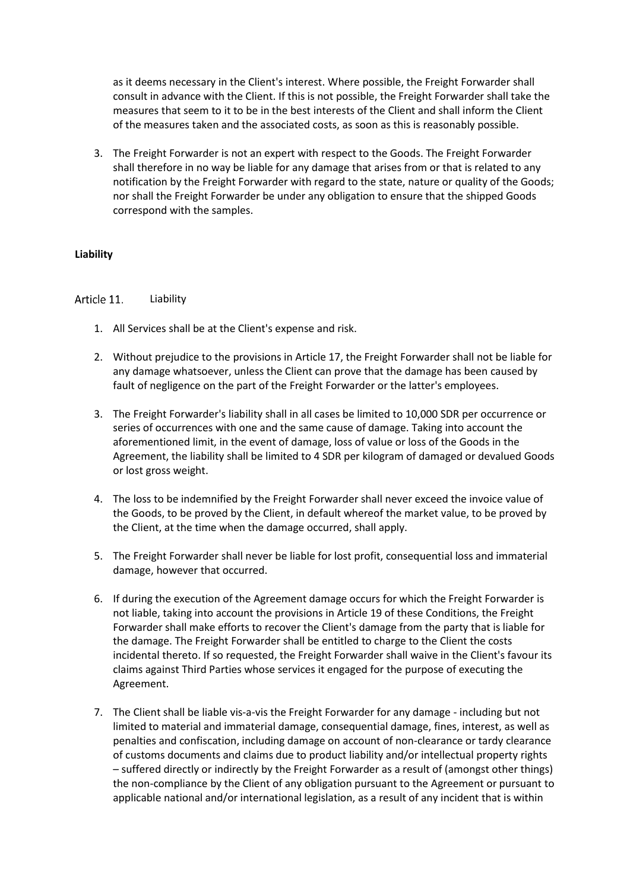as it deems necessary in the Client's interest. Where possible, the Freight Forwarder shall consult in advance with the Client. If this is not possible, the Freight Forwarder shall take the measures that seem to it to be in the best interests of the Client and shall inform the Client of the measures taken and the associated costs, as soon as this is reasonably possible.

3. The Freight Forwarder is not an expert with respect to the Goods. The Freight Forwarder shall therefore in no way be liable for any damage that arises from or that is related to any notification by the Freight Forwarder with regard to the state, nature or quality of the Goods; nor shall the Freight Forwarder be under any obligation to ensure that the shipped Goods correspond with the samples.

**Liability**

### Article 11. Liability

1. All Services shall be at the Client's expense and risk.

2. Without prejudice to the provisions in Article 17, the Freight Forwarder shall not be liable for any damage whatsoever, unless the Client can prove that the damage has been caused by fault of negligence on the part of the Freight Forwarder or the latter's employees.

3. The Freight Forwarder's liability shall in all cases be limited to 10,000 SDR per occurrence or series of occurrences with one and the same cause of damage. Taking into account the aforementioned limit, in the event of damage, loss of value or loss of the Goods in the Agreement, the liability shall be limited to 4 SDR per kilogram of damaged or devalued Goods or lost gross weight.

4. The loss to be indemnified by the Freight Forwarder shall never exceed the invoice value of the Goods, to be proved by the Client, in default whereof the market value, to be proved by the Client, at the time when the damage occurred, shall apply.

5. The Freight Forwarder shall never be liable for lost profit, consequential loss and immaterial damage, however that occurred.

6. If during the execution of the Agreement damage occurs for which the Freight Forwarder is not liable, taking into account the provisions in Article 19 of these Conditions, the Freight Forwarder shall make efforts to recover the Client's damage from the party that is liable for the damage. The Freight Forwarder shall be entitled to charge to the Client the costs incidental thereto. If so requested, the Freight Forwarder shall waive in the Client's favour its claims against Third Parties whose services it engaged for the purpose of executing the Agreement.

7. The Client shall be liable vis-a-vis the Freight Forwarder for any damage - including but not limited to material and immaterial damage, consequential damage, fines, interest, as well as penalties and confiscation, including damage on account of non-clearance or tardy clearance of customs documents and claims due to product liability and/or intellectual property rights – suffered directly or indirectly by the Freight Forwarder as a result of (amongst other things) the non-compliance by the Client of any obligation pursuant to the Agreement or pursuant to applicable national and/or international legislation, as a result of any incident that is within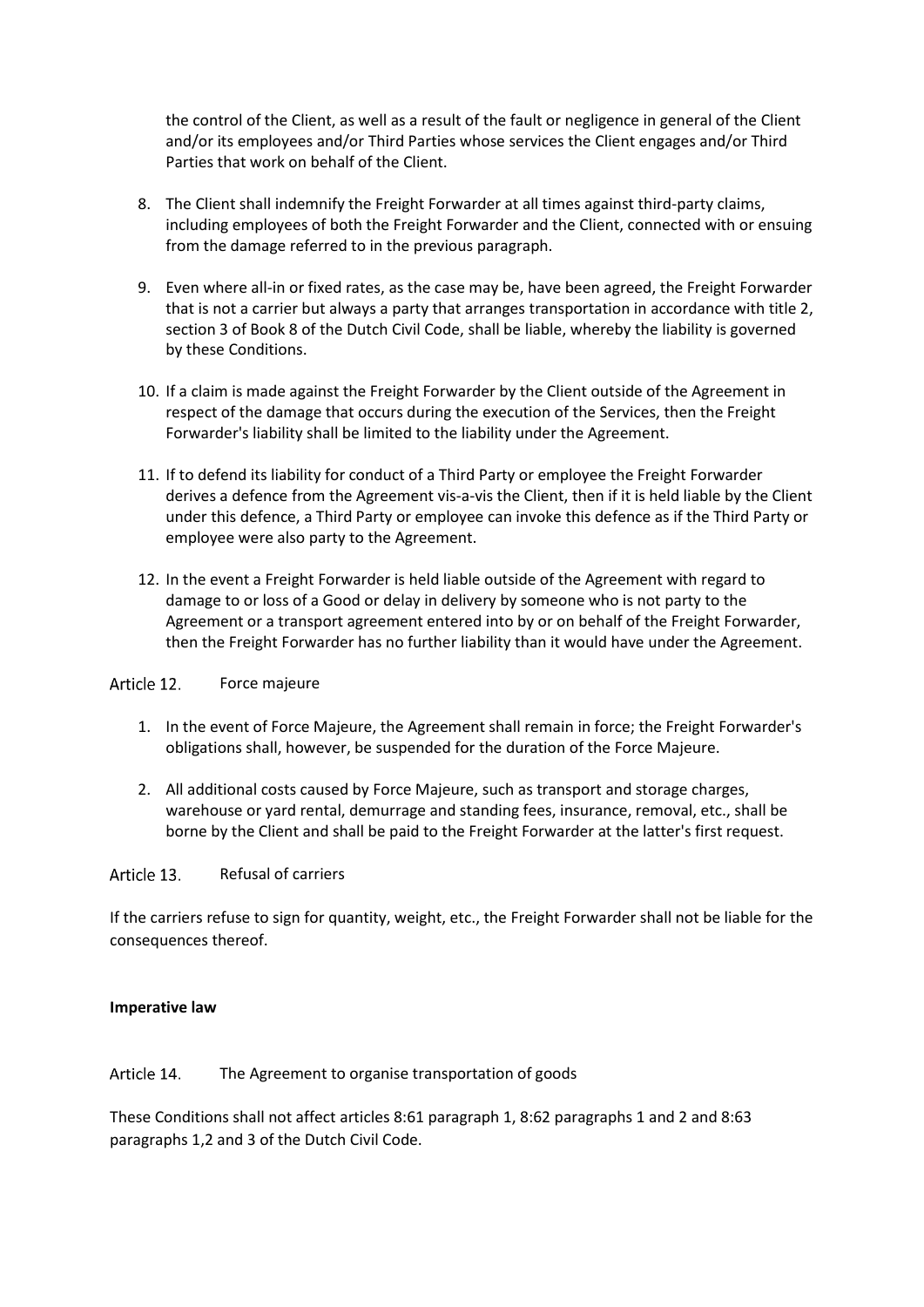the control of the Client, as well as a result of the fault or negligence in general of the Client and/or its employees and/or Third Parties whose services the Client engages and/or Third Parties that work on behalf of the Client.

8. The Client shall indemnify the Freight Forwarder at all times against third-party claims, including employees of both the Freight Forwarder and the Client, connected with or ensuing from the damage referred to in the previous paragraph.

9. Even where all-in or fixed rates, as the case may be, have been agreed, the Freight Forwarder that is not a carrier but always a party that arranges transportation in accordance with title 2, section 3 of Book 8 of the Dutch Civil Code, shall be liable, whereby the liability is governed by these Conditions.

10. If a claim is made against the Freight Forwarder by the Client outside of the Agreement in respect of the damage that occurs during the execution of the Services, then the Freight Forwarder's liability shall be limited to the liability under the Agreement.

11. If to defend its liability for conduct of a Third Party or employee the Freight Forwarder derives a defence from the Agreement vis-a-vis the Client, then if it is held liable by the Client under this defence, a Third Party or employee can invoke this defence as if the Third Party or employee were also party to the Agreement.

12. In the event a Freight Forwarder is held liable outside of the Agreement with regard to damage to or loss of a Good or delay in delivery by someone who is not party to the Agreement or a transport agreement entered into by or on behalf of the Freight Forwarder, then the Freight Forwarder has no further liability than it would have under the Agreement.

### Article 12. Force majeure

1. In the event of Force Majeure, the Agreement shall remain in force; the Freight Forwarder's obligations shall, however, be suspended for the duration of the Force Majeure.

2. All additional costs caused by Force Majeure, such as transport and storage charges, warehouse or yard rental, demurrage and standing fees, insurance, removal, etc., shall be borne by the Client and shall be paid to the Freight Forwarder at the latter's first request.

### Article 13. Refusal of carriers

If the carriers refuse to sign for quantity, weight, etc., the Freight Forwarder shall not be liable for the consequences thereof.

**Imperative law**

### Article 14. The Agreement to organise transportation of goods

These Conditions shall not affect articles 8:61 paragraph 1, 8:62 paragraphs 1 and 2 and 8:63 paragraphs 1,2 and 3 of the Dutch Civil Code.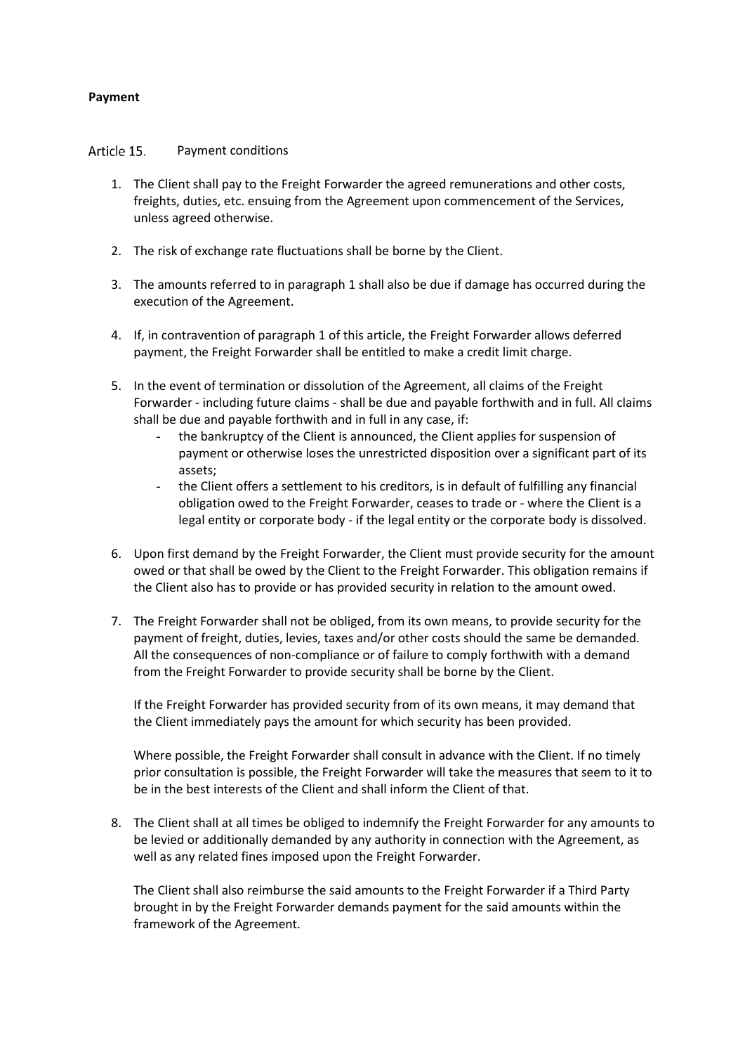**Payment**

## Article 15. Payment conditions

1. The Client shall pay to the Freight Forwarder the agreed remunerations and other costs, freights, duties, etc. ensuing from the Agreement upon commencement of the Services, unless agreed otherwise.

2. The risk of exchange rate fluctuations shall be borne by the Client.

3. The amounts referred to in paragraph 1 shall also be due if damage has occurred during the execution of the Agreement.

4. If, in contravention of paragraph 1 of this article, the Freight Forwarder allows deferred payment, the Freight Forwarder shall be entitled to make a credit limit charge.

5. In the event of termination or dissolution of the Agreement, all claims of the Freight Forwarder - including future claims - shall be due and payable forthwith and in full. All claims shall be due and payable forthwith and in full in any case, if:
   - the bankruptcy of the Client is announced, the Client applies for suspension of payment or otherwise loses the unrestricted disposition over a significant part of its assets;
   - the Client offers a settlement to his creditors, is in default of fulfilling any financial obligation owed to the Freight Forwarder, ceases to trade or - where the Client is a legal entity or corporate body - if the legal entity or the corporate body is dissolved.

6. Upon first demand by the Freight Forwarder, the Client must provide security for the amount owed or that shall be owed by the Client to the Freight Forwarder. This obligation remains if the Client also has to provide or has provided security in relation to the amount owed.

7. The Freight Forwarder shall not be obliged, from its own means, to provide security for the payment of freight, duties, levies, taxes and/or other costs should the same be demanded. All the consequences of non-compliance or of failure to comply forthwith with a demand from the Freight Forwarder to provide security shall be borne by the Client.

   If the Freight Forwarder has provided security from of its own means, it may demand that the Client immediately pays the amount for which security has been provided.

   Where possible, the Freight Forwarder shall consult in advance with the Client. If no timely prior consultation is possible, the Freight Forwarder will take the measures that seem to it to be in the best interests of the Client and shall inform the Client of that.

8. The Client shall at all times be obliged to indemnify the Freight Forwarder for any amounts to be levied or additionally demanded by any authority in connection with the Agreement, as well as any related fines imposed upon the Freight Forwarder.

   The Client shall also reimburse the said amounts to the Freight Forwarder if a Third Party brought in by the Freight Forwarder demands payment for the said amounts within the framework of the Agreement.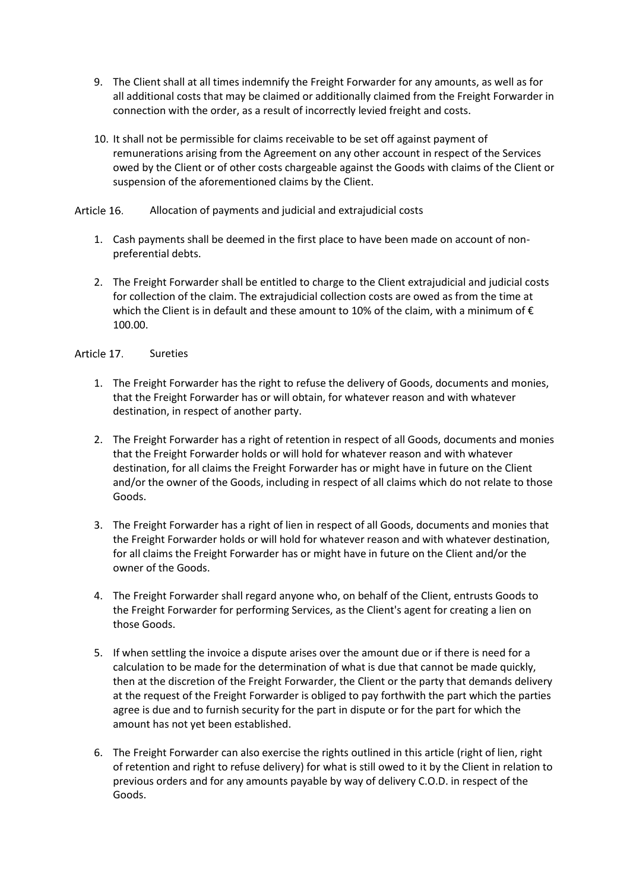9. The Client shall at all times indemnify the Freight Forwarder for any amounts, as well as for all additional costs that may be claimed or additionally claimed from the Freight Forwarder in connection with the order, as a result of incorrectly levied freight and costs.

10. It shall not be permissible for claims receivable to be set off against payment of remunerations arising from the Agreement on any other account in respect of the Services owed by the Client or of other costs chargeable against the Goods with claims of the Client or suspension of the aforementioned claims by the Client.

## Article 16. Allocation of payments and judicial and extrajudicial costs

1. Cash payments shall be deemed in the first place to have been made on account of non-preferential debts.

2. The Freight Forwarder shall be entitled to charge to the Client extrajudicial and judicial costs for collection of the claim. The extrajudicial collection costs are owed as from the time at which the Client is in default and these amount to 10% of the claim, with a minimum of € 100.00.

## Article 17. Sureties

1. The Freight Forwarder has the right to refuse the delivery of Goods, documents and monies, that the Freight Forwarder has or will obtain, for whatever reason and with whatever destination, in respect of another party.

2. The Freight Forwarder has a right of retention in respect of all Goods, documents and monies that the Freight Forwarder holds or will hold for whatever reason and with whatever destination, for all claims the Freight Forwarder has or might have in future on the Client and/or the owner of the Goods, including in respect of all claims which do not relate to those Goods.

3. The Freight Forwarder has a right of lien in respect of all Goods, documents and monies that the Freight Forwarder holds or will hold for whatever reason and with whatever destination, for all claims the Freight Forwarder has or might have in future on the Client and/or the owner of the Goods.

4. The Freight Forwarder shall regard anyone who, on behalf of the Client, entrusts Goods to the Freight Forwarder for performing Services, as the Client's agent for creating a lien on those Goods.

5. If when settling the invoice a dispute arises over the amount due or if there is need for a calculation to be made for the determination of what is due that cannot be made quickly, then at the discretion of the Freight Forwarder, the Client or the party that demands delivery at the request of the Freight Forwarder is obliged to pay forthwith the part which the parties agree is due and to furnish security for the part in dispute or for the part for which the amount has not yet been established.

6. The Freight Forwarder can also exercise the rights outlined in this article (right of lien, right of retention and right to refuse delivery) for what is still owed to it by the Client in relation to previous orders and for any amounts payable by way of delivery C.O.D. in respect of the Goods.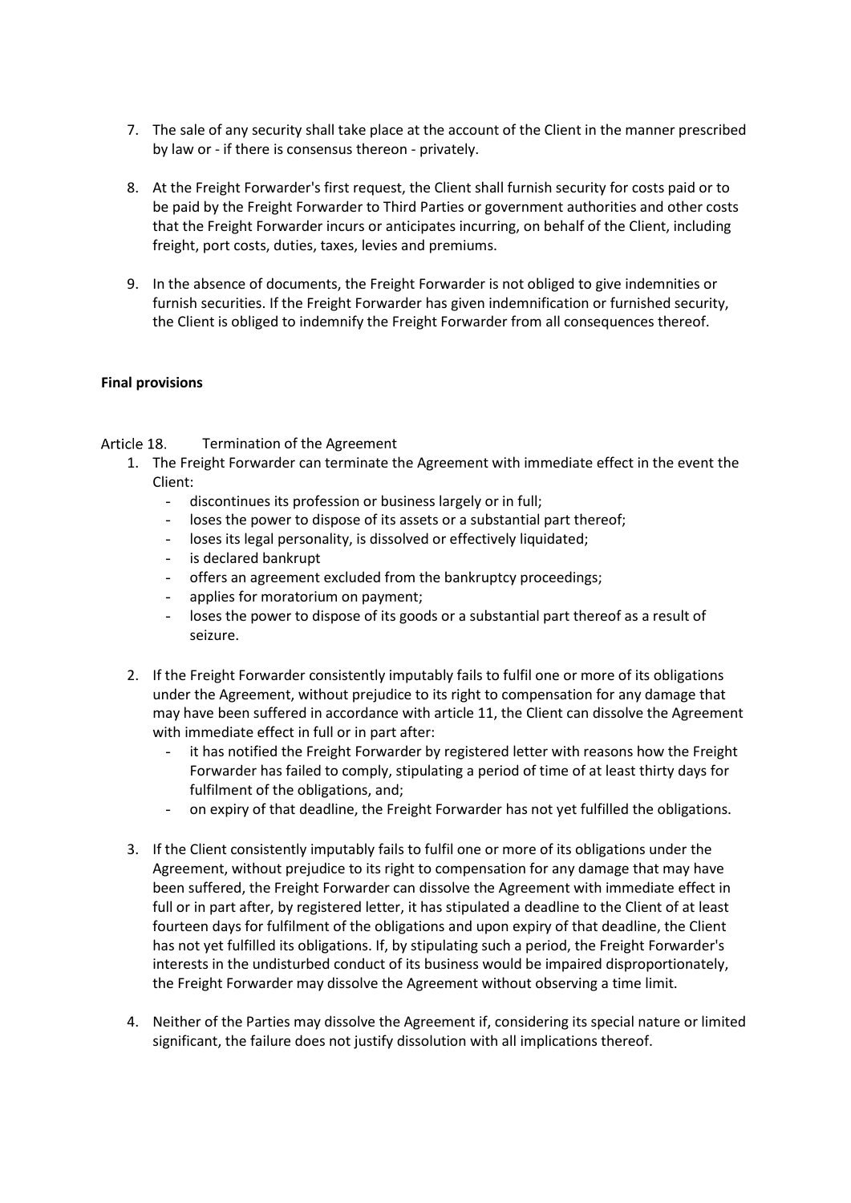7. The sale of any security shall take place at the account of the Client in the manner prescribed by law or - if there is consensus thereon - privately.

8. At the Freight Forwarder's first request, the Client shall furnish security for costs paid or to be paid by the Freight Forwarder to Third Parties or government authorities and other costs that the Freight Forwarder incurs or anticipates incurring, on behalf of the Client, including freight, port costs, duties, taxes, levies and premiums.

9. In the absence of documents, the Freight Forwarder is not obliged to give indemnities or furnish securities. If the Freight Forwarder has given indemnification or furnished security, the Client is obliged to indemnify the Freight Forwarder from all consequences thereof.

**Final provisions**

Article 18. Termination of the Agreement

1. The Freight Forwarder can terminate the Agreement with immediate effect in the event the Client:
   - discontinues its profession or business largely or in full;
   - loses the power to dispose of its assets or a substantial part thereof;
   - loses its legal personality, is dissolved or effectively liquidated;
   - is declared bankrupt
   - offers an agreement excluded from the bankruptcy proceedings;
   - applies for moratorium on payment;
   - loses the power to dispose of its goods or a substantial part thereof as a result of seizure.

2. If the Freight Forwarder consistently imputably fails to fulfil one or more of its obligations under the Agreement, without prejudice to its right to compensation for any damage that may have been suffered in accordance with article 11, the Client can dissolve the Agreement with immediate effect in full or in part after:
   - it has notified the Freight Forwarder by registered letter with reasons how the Freight Forwarder has failed to comply, stipulating a period of time of at least thirty days for fulfilment of the obligations, and;
   - on expiry of that deadline, the Freight Forwarder has not yet fulfilled the obligations.

3. If the Client consistently imputably fails to fulfil one or more of its obligations under the Agreement, without prejudice to its right to compensation for any damage that may have been suffered, the Freight Forwarder can dissolve the Agreement with immediate effect in full or in part after, by registered letter, it has stipulated a deadline to the Client of at least fourteen days for fulfilment of the obligations and upon expiry of that deadline, the Client has not yet fulfilled its obligations. If, by stipulating such a period, the Freight Forwarder's interests in the undisturbed conduct of its business would be impaired disproportionately, the Freight Forwarder may dissolve the Agreement without observing a time limit.

4. Neither of the Parties may dissolve the Agreement if, considering its special nature or limited significant, the failure does not justify dissolution with all implications thereof.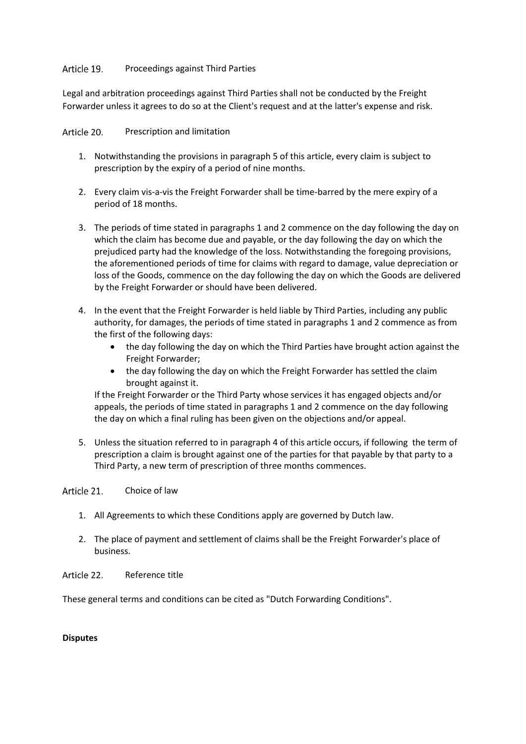## Article 19. Proceedings against Third Parties

Legal and arbitration proceedings against Third Parties shall not be conducted by the Freight Forwarder unless it agrees to do so at the Client's request and at the latter's expense and risk.

## Article 20. Prescription and limitation

1. Notwithstanding the provisions in paragraph 5 of this article, every claim is subject to prescription by the expiry of a period of nine months.

2. Every claim vis-a-vis the Freight Forwarder shall be time-barred by the mere expiry of a period of 18 months.

3. The periods of time stated in paragraphs 1 and 2 commence on the day following the day on which the claim has become due and payable, or the day following the day on which the prejudiced party had the knowledge of the loss. Notwithstanding the foregoing provisions, the aforementioned periods of time for claims with regard to damage, value depreciation or loss of the Goods, commence on the day following the day on which the Goods are delivered by the Freight Forwarder or should have been delivered.

4. In the event that the Freight Forwarder is held liable by Third Parties, including any public authority, for damages, the periods of time stated in paragraphs 1 and 2 commence as from the first of the following days:
   - the day following the day on which the Third Parties have brought action against the Freight Forwarder;
   - the day following the day on which the Freight Forwarder has settled the claim brought against it.

   If the Freight Forwarder or the Third Party whose services it has engaged objects and/or appeals, the periods of time stated in paragraphs 1 and 2 commence on the day following the day on which a final ruling has been given on the objections and/or appeal.

5. Unless the situation referred to in paragraph 4 of this article occurs, if following the term of prescription a claim is brought against one of the parties for that payable by that party to a Third Party, a new term of prescription of three months commences.

## Article 21. Choice of law

1. All Agreements to which these Conditions apply are governed by Dutch law.

2. The place of payment and settlement of claims shall be the Freight Forwarder's place of business.

## Article 22. Reference title

These general terms and conditions can be cited as "Dutch Forwarding Conditions".

**Disputes**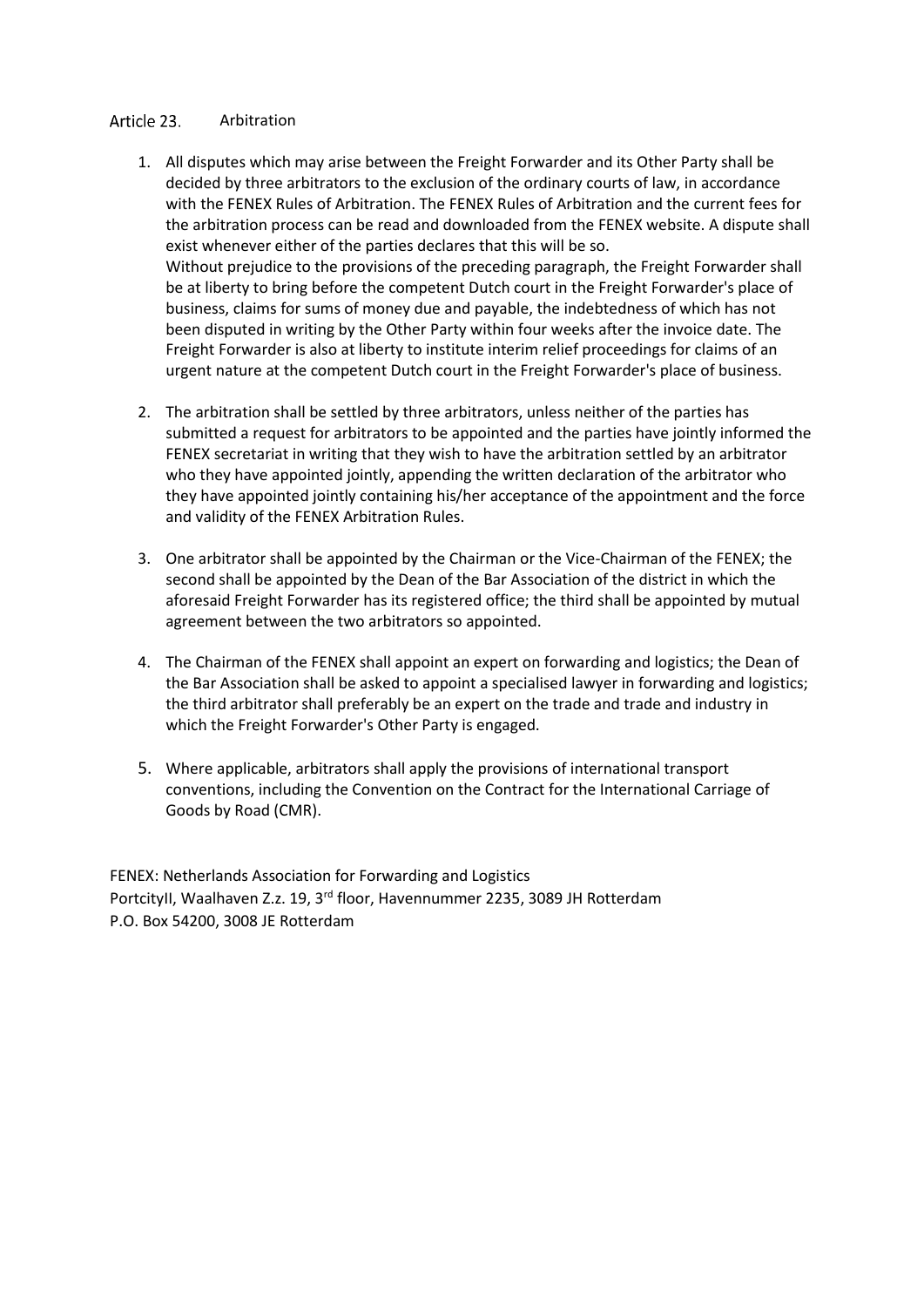## Article 23. Arbitration

1. All disputes which may arise between the Freight Forwarder and its Other Party shall be decided by three arbitrators to the exclusion of the ordinary courts of law, in accordance with the FENEX Rules of Arbitration. The FENEX Rules of Arbitration and the current fees for the arbitration process can be read and downloaded from the FENEX website. A dispute shall exist whenever either of the parties declares that this will be so.
   Without prejudice to the provisions of the preceding paragraph, the Freight Forwarder shall be at liberty to bring before the competent Dutch court in the Freight Forwarder's place of business, claims for sums of money due and payable, the indebtedness of which has not been disputed in writing by the Other Party within four weeks after the invoice date. The Freight Forwarder is also at liberty to institute interim relief proceedings for claims of an urgent nature at the competent Dutch court in the Freight Forwarder's place of business.

2. The arbitration shall be settled by three arbitrators, unless neither of the parties has submitted a request for arbitrators to be appointed and the parties have jointly informed the FENEX secretariat in writing that they wish to have the arbitration settled by an arbitrator who they have appointed jointly, appending the written declaration of the arbitrator who they have appointed jointly containing his/her acceptance of the appointment and the force and validity of the FENEX Arbitration Rules.

3. One arbitrator shall be appointed by the Chairman or the Vice-Chairman of the FENEX; the second shall be appointed by the Dean of the Bar Association of the district in which the aforesaid Freight Forwarder has its registered office; the third shall be appointed by mutual agreement between the two arbitrators so appointed.

4. The Chairman of the FENEX shall appoint an expert on forwarding and logistics; the Dean of the Bar Association shall be asked to appoint a specialised lawyer in forwarding and logistics; the third arbitrator shall preferably be an expert on the trade and trade and industry in which the Freight Forwarder's Other Party is engaged.

5. Where applicable, arbitrators shall apply the provisions of international transport conventions, including the Convention on the Contract for the International Carriage of Goods by Road (CMR).

FENEX: Netherlands Association for Forwarding and Logistics
PortcityII, Waalhaven Z.z. 19, 3rd floor, Havennummer 2235, 3089 JH Rotterdam
P.O. Box 54200, 3008 JE Rotterdam